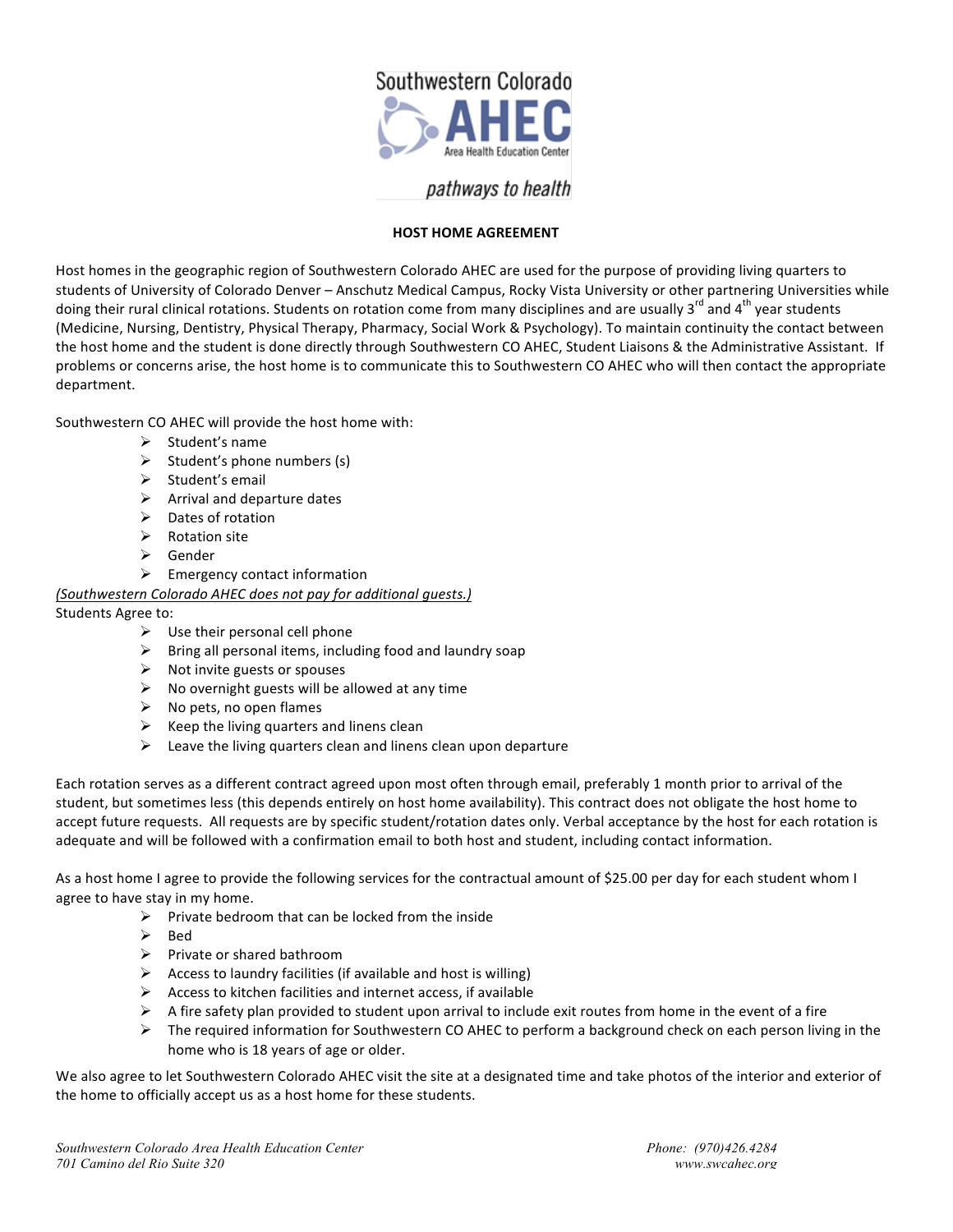Southwestern Colorado AHEC Area Health Education Center

*pathways to health*

**HOST HOME AGREEMENT**

Host homes in the geographic region of Southwestern Colorado AHEC are used for the purpose of providing living quarters to students of University of Colorado Denver – Anschutz Medical Campus, Rocky Vista University or other partnering Universities while doing their rural clinical rotations. Students on rotation come from many disciplines and are usually 3rd and 4th year students (Medicine, Nursing, Dentistry, Physical Therapy, Pharmacy, Social Work & Psychology). To maintain continuity the contact between the host home and the student is done directly through Southwestern CO AHEC, Student Liaisons & the Administrative Assistant. If problems or concerns arise, the host home is to communicate this to Southwestern CO AHEC who will then contact the appropriate department.

Southwestern CO AHEC will provide the host home with:

- Student's name
- Student's phone numbers (s)
- Student's email
- Arrival and departure dates
- Dates of rotation
- Rotation site
- Gender
- Emergency contact information

*(Southwestern Colorado AHEC does not pay for additional guests.)*

Students Agree to:

- Use their personal cell phone
- Bring all personal items, including food and laundry soap
- Not invite guests or spouses
- No overnight guests will be allowed at any time
- No pets, no open flames
- Keep the living quarters and linens clean
- Leave the living quarters clean and linens clean upon departure

Each rotation serves as a different contract agreed upon most often through email, preferably 1 month prior to arrival of the student, but sometimes less (this depends entirely on host home availability). This contract does not obligate the host home to accept future requests. All requests are by specific student/rotation dates only. Verbal acceptance by the host for each rotation is adequate and will be followed with a confirmation email to both host and student, including contact information.

As a host home I agree to provide the following services for the contractual amount of $25.00 per day for each student whom I agree to have stay in my home.

- Private bedroom that can be locked from the inside
- Bed
- Private or shared bathroom
- Access to laundry facilities (if available and host is willing)
- Access to kitchen facilities and internet access, if available
- A fire safety plan provided to student upon arrival to include exit routes from home in the event of a fire
- The required information for Southwestern CO AHEC to perform a background check on each person living in the home who is 18 years of age or older.

We also agree to let Southwestern Colorado AHEC visit the site at a designated time and take photos of the interior and exterior of the home to officially accept us as a host home for these students.

*Southwestern Colorado Area Health Education Center*
*701 Camino del Rio Suite 320*

*Phone: (970)426.4284*
*www.swcahec.org*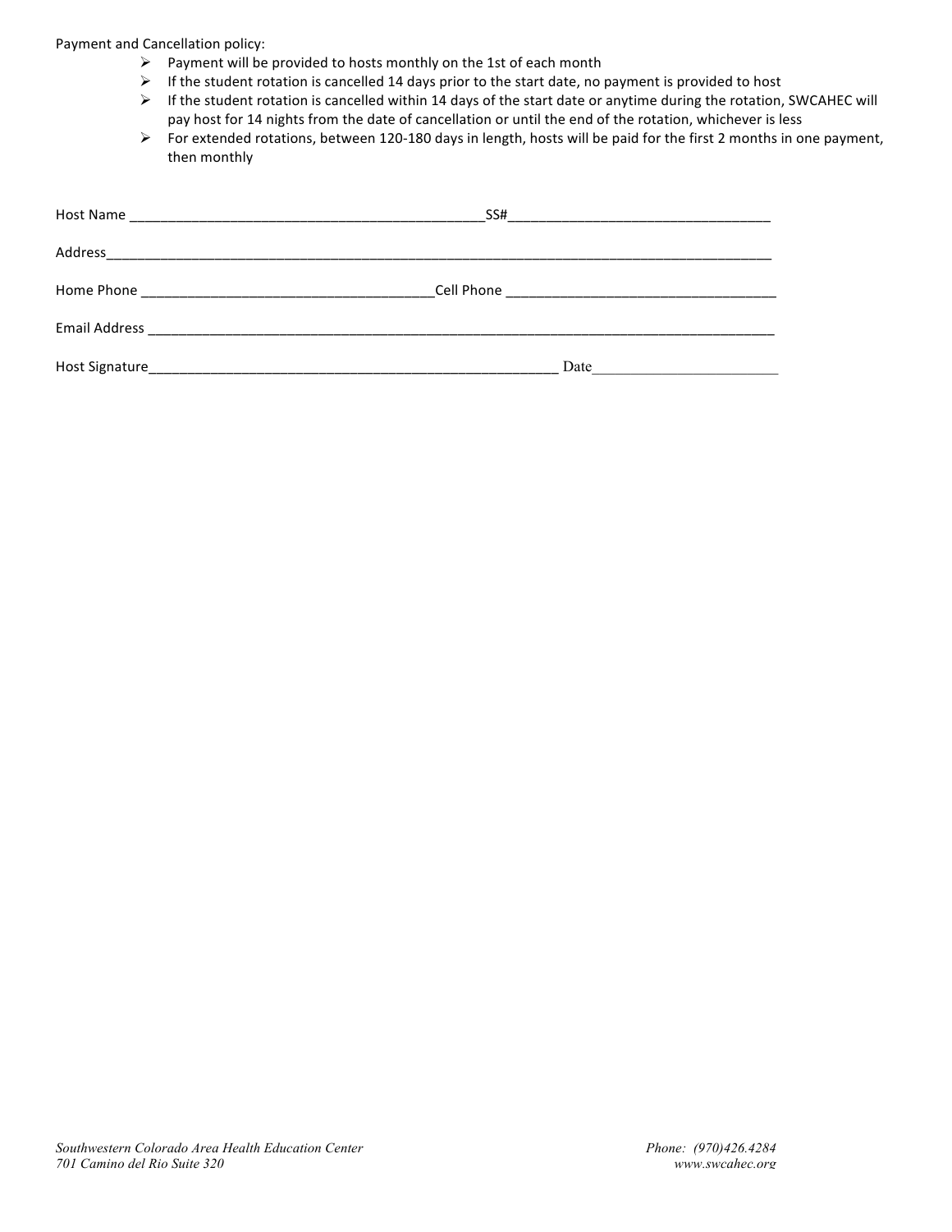Payment and Cancellation policy:

- Payment will be provided to hosts monthly on the 1st of each month
- If the student rotation is cancelled 14 days prior to the start date, no payment is provided to host
- If the student rotation is cancelled within 14 days of the start date or anytime during the rotation, SWCAHEC will pay host for 14 nights from the date of cancellation or until the end of the rotation, whichever is less
- For extended rotations, between 120-180 days in length, hosts will be paid for the first 2 months in one payment, then monthly

Host Name ______________________________________________SS#_________________________________

Address_________________________________________________________________________________________

Home Phone ______________________________________Cell Phone __________________________________

Email Address ___________________________________________________________________________________

Host Signature_____________________________________________________ Date______________________

*Southwestern Colorado Area Health Education Center*
*701 Camino del Rio Suite 320*

*Phone: (970)426.4284*
*www.swcahec.org*